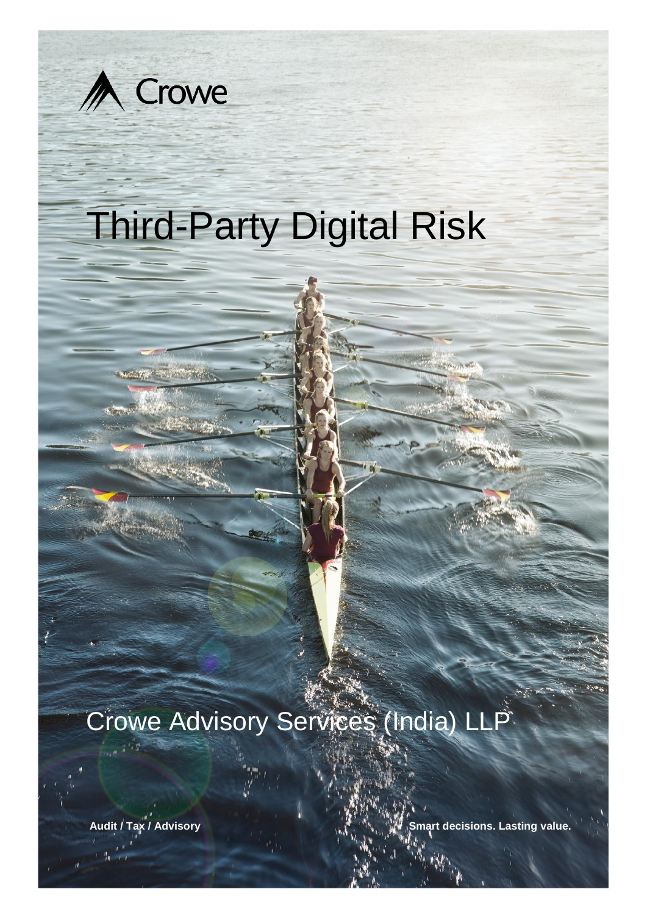Crowe

# Third-Party Digital Risk

Crowe Advisory Services (India) LLP

**Audit / Tax / Advisory**

**Smart decisions. Lasting value.**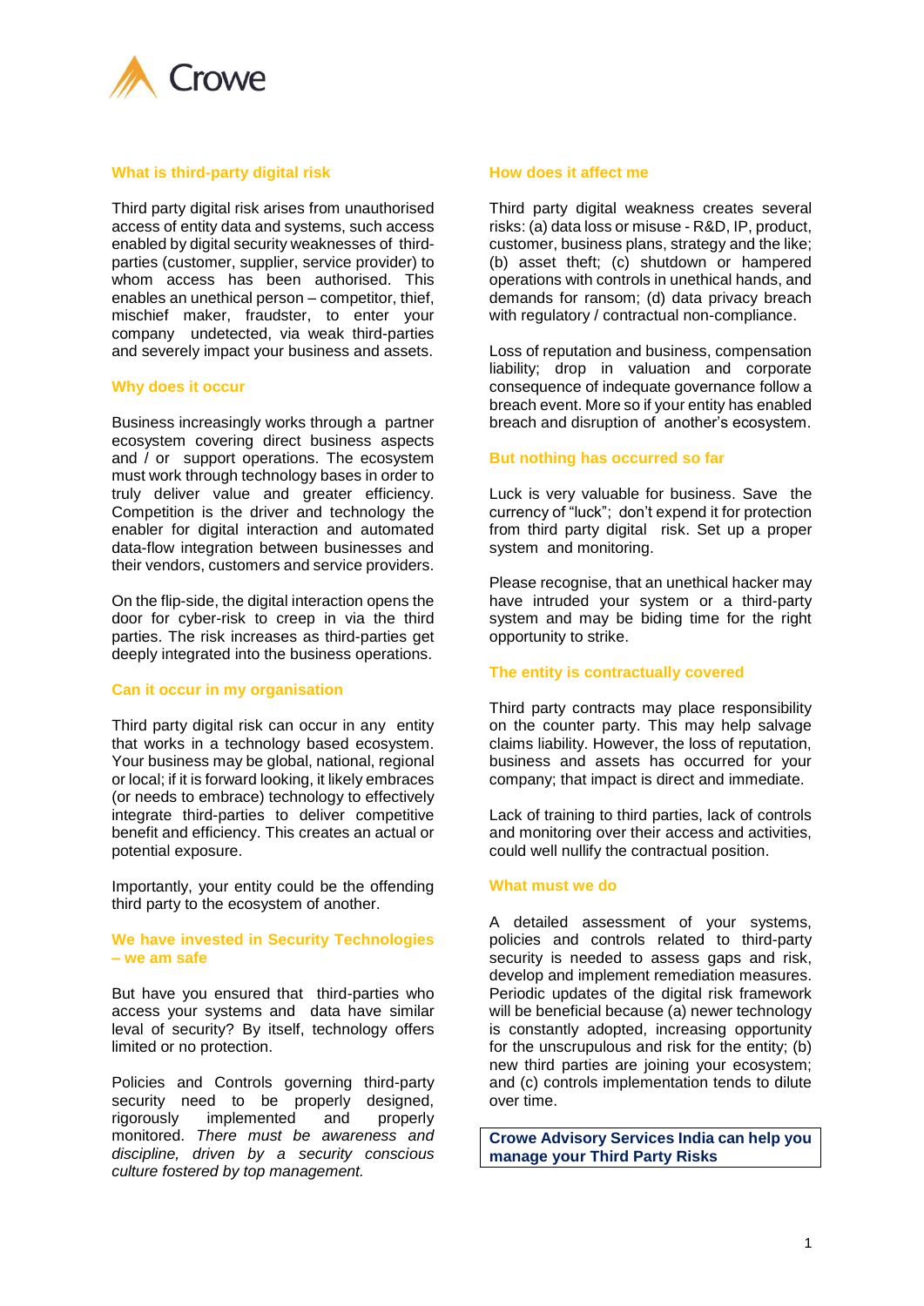## What is third-party digital risk

Third party digital risk arises from unauthorised access of entity data and systems, such access enabled by digital security weaknesses of third-parties (customer, supplier, service provider) to whom access has been authorised. This enables an unethical person – competitor, thief, mischief maker, fraudster, to enter your company undetected, via weak third-parties and severely impact your business and assets.

## Why does it occur

Business increasingly works through a partner ecosystem covering direct business aspects and / or support operations. The ecosystem must work through technology bases in order to truly deliver value and greater efficiency. Competition is the driver and technology the enabler for digital interaction and automated data-flow integration between businesses and their vendors, customers and service providers.

On the flip-side, the digital interaction opens the door for cyber-risk to creep in via the third parties. The risk increases as third-parties get deeply integrated into the business operations.

## Can it occur in my organisation

Third party digital risk can occur in any entity that works in a technology based ecosystem. Your business may be global, national, regional or local; if it is forward looking, it likely embraces (or needs to embrace) technology to effectively integrate third-parties to deliver competitive benefit and efficiency. This creates an actual or potential exposure.

Importantly, your entity could be the offending third party to the ecosystem of another.

## We have invested in Security Technologies – we am safe

But have you ensured that third-parties who access your systems and data have similar leval of security? By itself, technology offers limited or no protection.

Policies and Controls governing third-party security need to be properly designed, rigorously implemented and properly monitored. *There must be awareness and discipline, driven by a security conscious culture fostered by top management.*

## How does it affect me

Third party digital weakness creates several risks: (a) data loss or misuse - R&D, IP, product, customer, business plans, strategy and the like; (b) asset theft; (c) shutdown or hampered operations with controls in unethical hands, and demands for ransom; (d) data privacy breach with regulatory / contractual non-compliance.

Loss of reputation and business, compensation liability; drop in valuation and corporate consequence of indequate governance follow a breach event. More so if your entity has enabled breach and disruption of another's ecosystem.

## But nothing has occurred so far

Luck is very valuable for business. Save the currency of "luck"; don't expend it for protection from third party digital risk. Set up a proper system and monitoring.

Please recognise, that an unethical hacker may have intruded your system or a third-party system and may be biding time for the right opportunity to strike.

## The entity is contractually covered

Third party contracts may place responsibility on the counter party. This may help salvage claims liability. However, the loss of reputation, business and assets has occurred for your company; that impact is direct and immediate.

Lack of training to third parties, lack of controls and monitoring over their access and activities, could well nullify the contractual position.

## What must we do

A detailed assessment of your systems, policies and controls related to third-party security is needed to assess gaps and risk, develop and implement remediation measures. Periodic updates of the digital risk framework will be beneficial because (a) newer technology is constantly adopted, increasing opportunity for the unscrupulous and risk for the entity; (b) new third parties are joining your ecosystem; and (c) controls implementation tends to dilute over time.

**Crowe Advisory Services India can help you manage your Third Party Risks**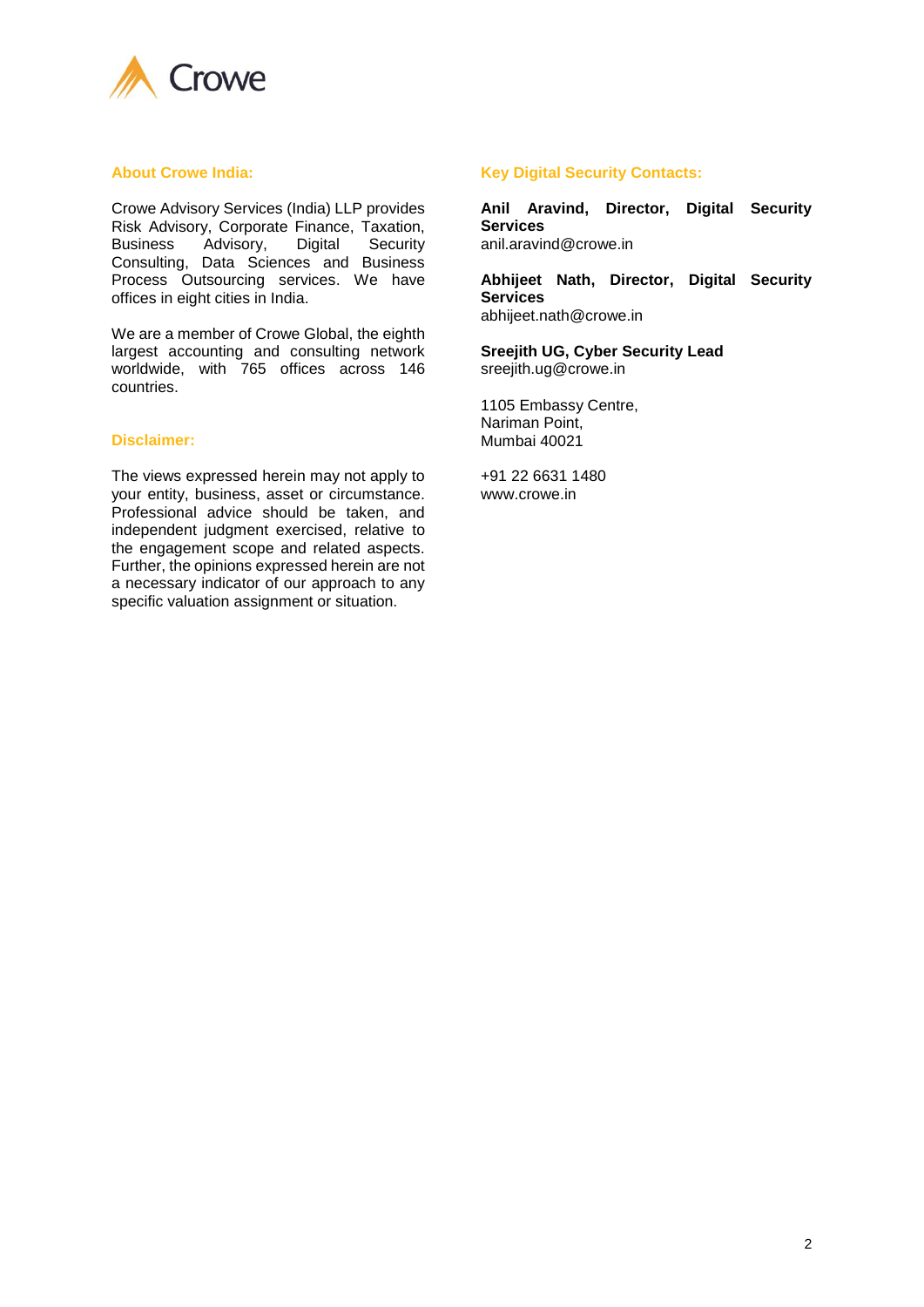### About Crowe India:

Crowe Advisory Services (India) LLP provides Risk Advisory, Corporate Finance, Taxation, Business Advisory, Digital Security Consulting, Data Sciences and Business Process Outsourcing services. We have offices in eight cities in India.

We are a member of Crowe Global, the eighth largest accounting and consulting network worldwide, with 765 offices across 146 countries.

### Disclaimer:

The views expressed herein may not apply to your entity, business, asset or circumstance. Professional advice should be taken, and independent judgment exercised, relative to the engagement scope and related aspects. Further, the opinions expressed herein are not a necessary indicator of our approach to any specific valuation assignment or situation.

### Key Digital Security Contacts:

**Anil Aravind, Director, Digital Security Services**
anil.aravind@crowe.in

**Abhijeet Nath, Director, Digital Security Services**
abhijeet.nath@crowe.in

**Sreejith UG, Cyber Security Lead**
sreejith.ug@crowe.in

1105 Embassy Centre,
Nariman Point,
Mumbai 40021

+91 22 6631 1480
www.crowe.in